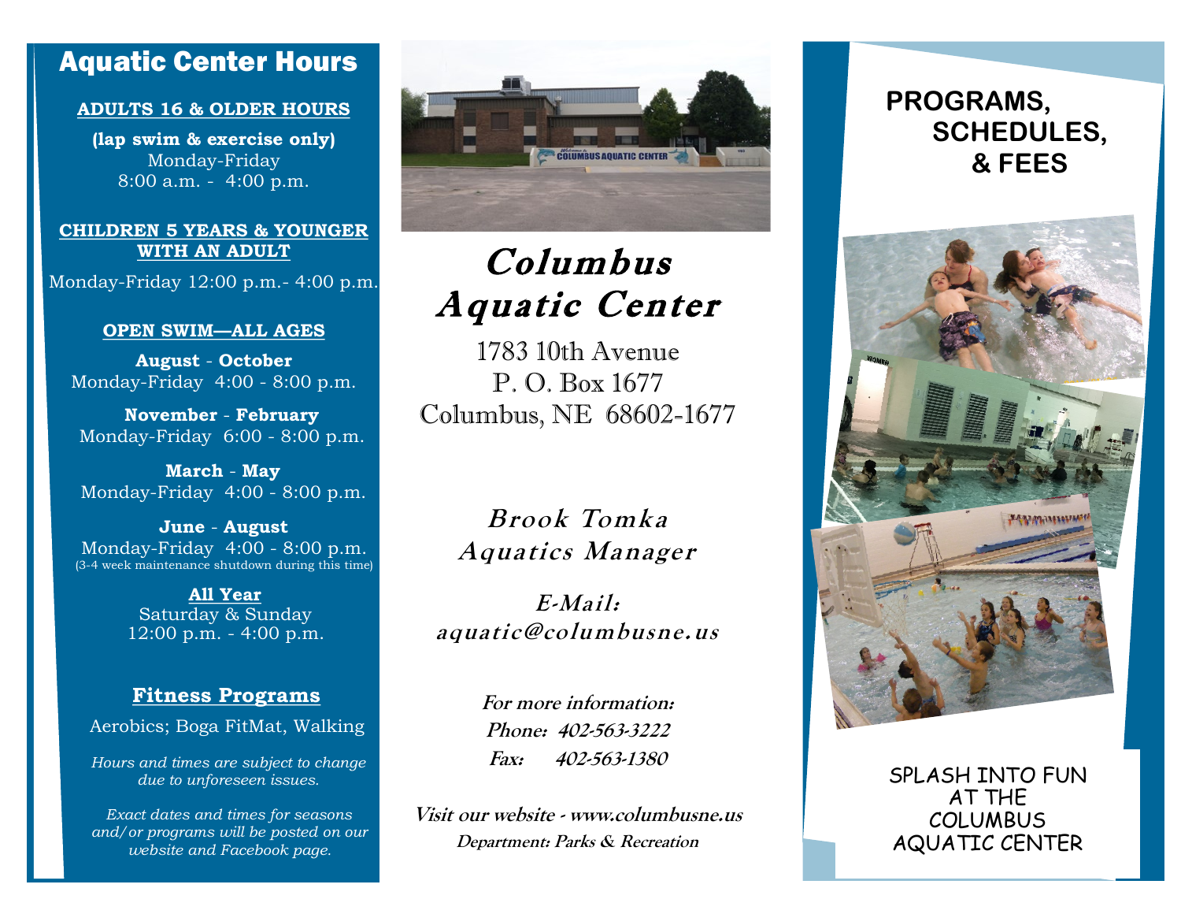# Aquatic Center Hours

**ADULTS 16 & OLDER HOURS**

**(lap swim & exercise only)**
Monday-Friday
8:00 a.m. - 4:00 p.m.

**CHILDREN 5 YEARS & YOUNGER WITH AN ADULT**

Monday-Friday 12:00 p.m.- 4:00 p.m.

**OPEN SWIM—ALL AGES**

**August - October**
Monday-Friday 4:00 - 8:00 p.m.

**November - February**
Monday-Friday 6:00 - 8:00 p.m.

**March - May**
Monday-Friday 4:00 - 8:00 p.m.

**June - August**
Monday-Friday 4:00 - 8:00 p.m.
(3-4 week maintenance shutdown during this time)

**All Year**
Saturday & Sunday
12:00 p.m. - 4:00 p.m.

## Fitness Programs

Aerobics; Boga FitMat, Walking

*Hours and times are subject to change due to unforeseen issues.*

*Exact dates and times for seasons and/or programs will be posted on our website and Facebook page.*

# Columbus Aquatic Center

1783 10th Avenue
P. O. Box 1677
Columbus, NE 68602-1677

***Brook Tomka***
***Aquatics Manager***

***E-Mail:***
***aquatic@columbusne.us***

***For more information:***
***Phone: 402-563-3222***
***Fax: 402-563-1380***

***Visit our website - www.columbusne.us***
***Department: Parks & Recreation***

# PROGRAMS, SCHEDULES, & FEES

SPLASH INTO FUN AT THE COLUMBUS AQUATIC CENTER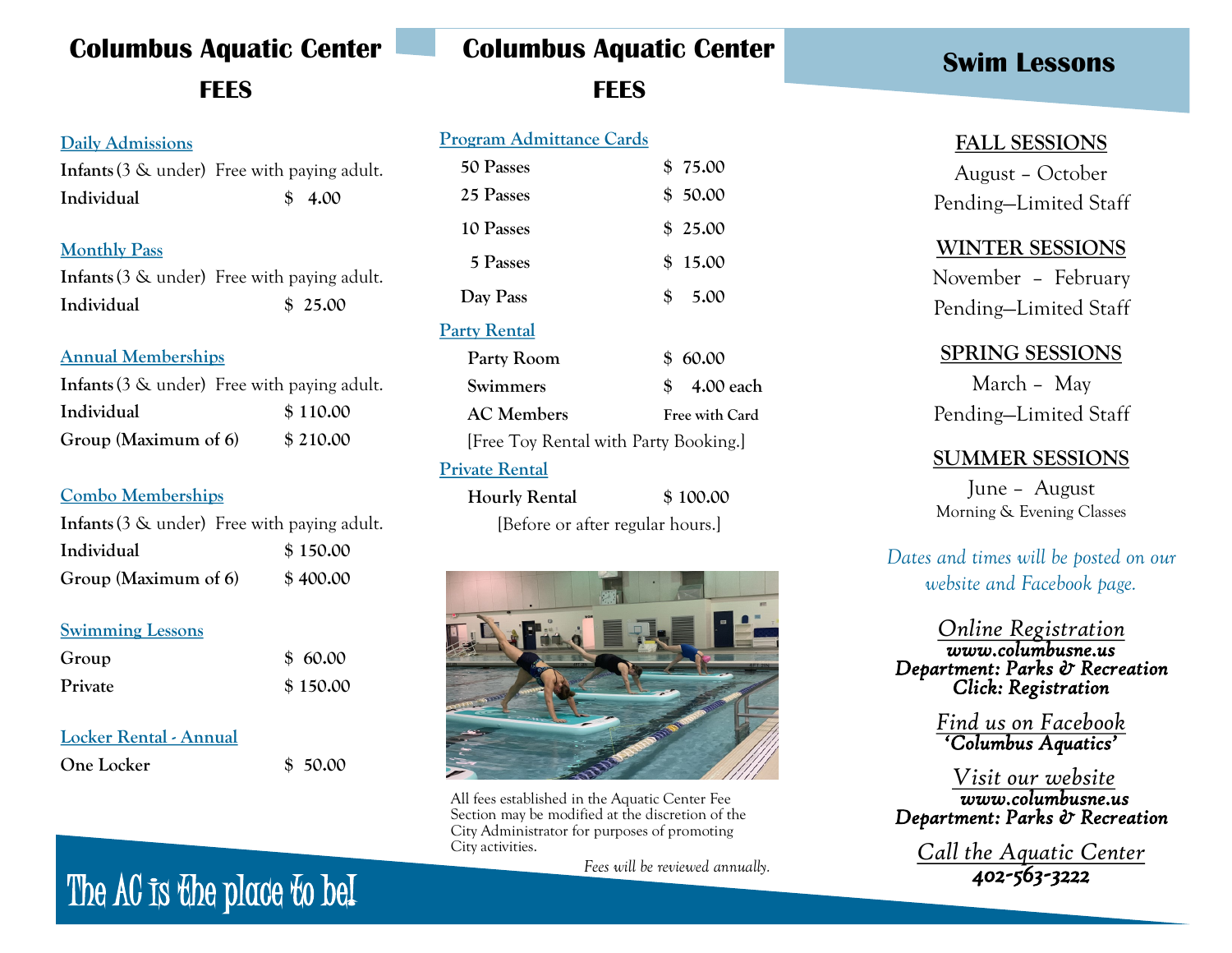# Columbus Aquatic Center

## FEES

**Daily Admissions**

| | |
|---|---|
| **Infants** (3 & under) | Free with paying adult. |
| **Individual** | $ 4.00 |

**Monthly Pass**

| | |
|---|---|
| **Infants** (3 & under) | Free with paying adult. |
| **Individual** | $ 25.00 |

**Annual Memberships**

| | |
|---|---|
| **Infants** (3 & under) | Free with paying adult. |
| **Individual** | $ 110.00 |
| **Group (Maximum of 6)** | $ 210.00 |

**Combo Memberships**

| | |
|---|---|
| **Infants** (3 & under) | Free with paying adult. |
| **Individual** | $ 150.00 |
| **Group (Maximum of 6)** | $ 400.00 |

**Swimming Lessons**

| | |
|---|---|
| **Group** | $ 60.00 |
| **Private** | $ 150.00 |

**Locker Rental - Annual**

| | |
|---|---|
| **One Locker** | $ 50.00 |

The AC is the place to be!

# Columbus Aquatic Center

## FEES

**Program Admittance Cards**

| | |
|---|---|
| 50 Passes | $ 75.00 |
| 25 Passes | $ 50.00 |
| 10 Passes | $ 25.00 |
| 5 Passes | $ 15.00 |
| Day Pass | $ 5.00 |

**Party Rental**

| | |
|---|---|
| **Party Room** | $ 60.00 |
| **Swimmers** | $ 4.00 each |
| **AC Members** | Free with Card |

[Free Toy Rental with Party Booking.]

**Private Rental**

| | |
|---|---|
| **Hourly Rental** | $ 100.00 |

[Before or after regular hours.]

All fees established in the Aquatic Center Fee Section may be modified at the discretion of the City Administrator for purposes of promoting City activities.

*Fees will be reviewed annually.*

# Swim Lessons

**FALL SESSIONS**
August – October
Pending—Limited Staff

**WINTER SESSIONS**
November – February
Pending—Limited Staff

**SPRING SESSIONS**
March – May
Pending—Limited Staff

**SUMMER SESSIONS**
June – August
Morning & Evening Classes

*Dates and times will be posted on our website and Facebook page.*

*Online Registration*
***www.columbusne.us***
***Department: Parks & Recreation***
***Click: Registration***

*Find us on Facebook*
***'Columbus Aquatics'***

*Visit our website*
***www.columbusne.us***
***Department: Parks & Recreation***

*Call the Aquatic Center*
***402-563-3222***